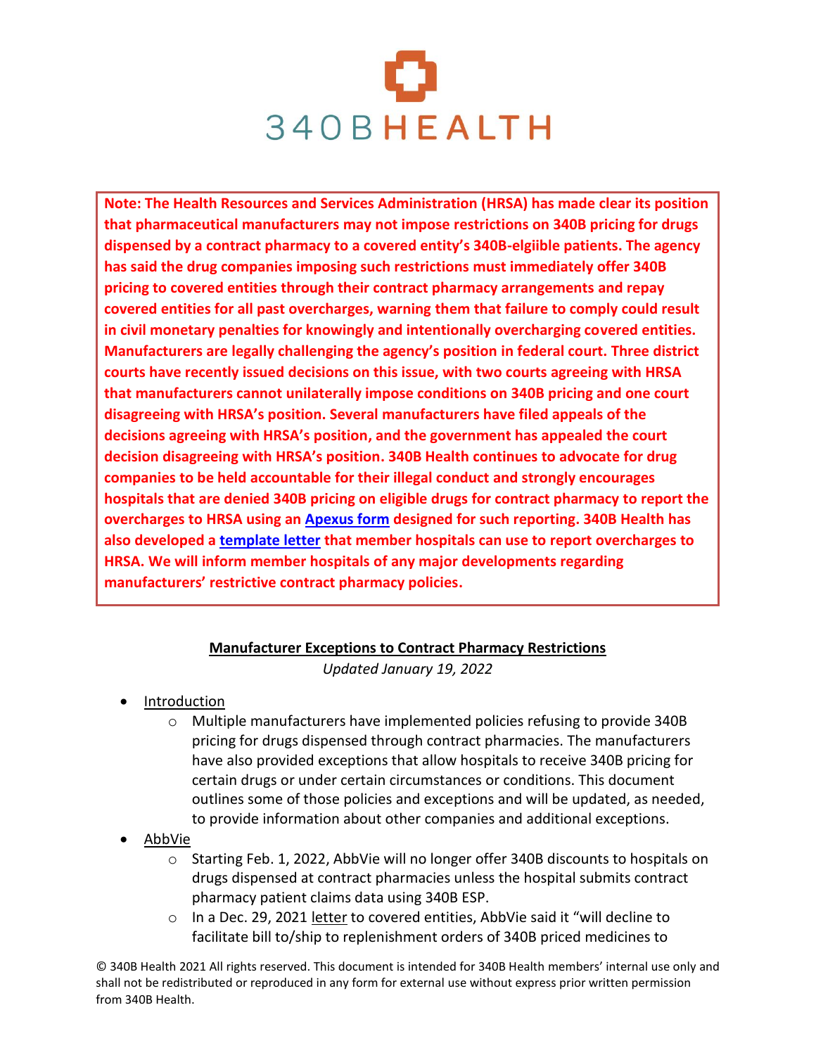# 340B HEALTH

**Note: The Health Resources and Services Administration (HRSA) has made clear its position that pharmaceutical manufacturers may not impose restrictions on 340B pricing for drugs dispensed by a contract pharmacy to a covered entity's 340B-elgiible patients. The agency has said the drug companies imposing such restrictions must immediately offer 340B pricing to covered entities through their contract pharmacy arrangements and repay covered entities for all past overcharges, warning them that failure to comply could result in civil monetary penalties for knowingly and intentionally overcharging covered entities. Manufacturers are legally challenging the agency's position in federal court. Three district courts have recently issued decisions on this issue, with two courts agreeing with HRSA that manufacturers cannot unilaterally impose conditions on 340B pricing and one court disagreeing with HRSA's position. Several manufacturers have filed appeals of the decisions agreeing with HRSA's position, and the government has appealed the court decision disagreeing with HRSA's position. 340B Health continues to advocate for drug companies to be held accountable for their illegal conduct and strongly encourages hospitals that are denied 340B pricing on eligible drugs for contract pharmacy to report the overcharges to HRSA using an Apexus form designed for such reporting. 340B Health has also developed a template letter that member hospitals can use to report overcharges to HRSA. We will inform member hospitals of any major developments regarding manufacturers' restrictive contract pharmacy policies.**

## Manufacturer Exceptions to Contract Pharmacy Restrictions

*Updated January 19, 2022*

- Introduction
  - Multiple manufacturers have implemented policies refusing to provide 340B pricing for drugs dispensed through contract pharmacies. The manufacturers have also provided exceptions that allow hospitals to receive 340B pricing for certain drugs or under certain circumstances or conditions. This document outlines some of those policies and exceptions and will be updated, as needed, to provide information about other companies and additional exceptions.
- AbbVie
  - Starting Feb. 1, 2022, AbbVie will no longer offer 340B discounts to hospitals on drugs dispensed at contract pharmacies unless the hospital submits contract pharmacy patient claims data using 340B ESP.
  - In a Dec. 29, 2021 letter to covered entities, AbbVie said it "will decline to facilitate bill to/ship to replenishment orders of 340B priced medicines to

© 340B Health 2021 All rights reserved. This document is intended for 340B Health members' internal use only and shall not be redistributed or reproduced in any form for external use without express prior written permission from 340B Health.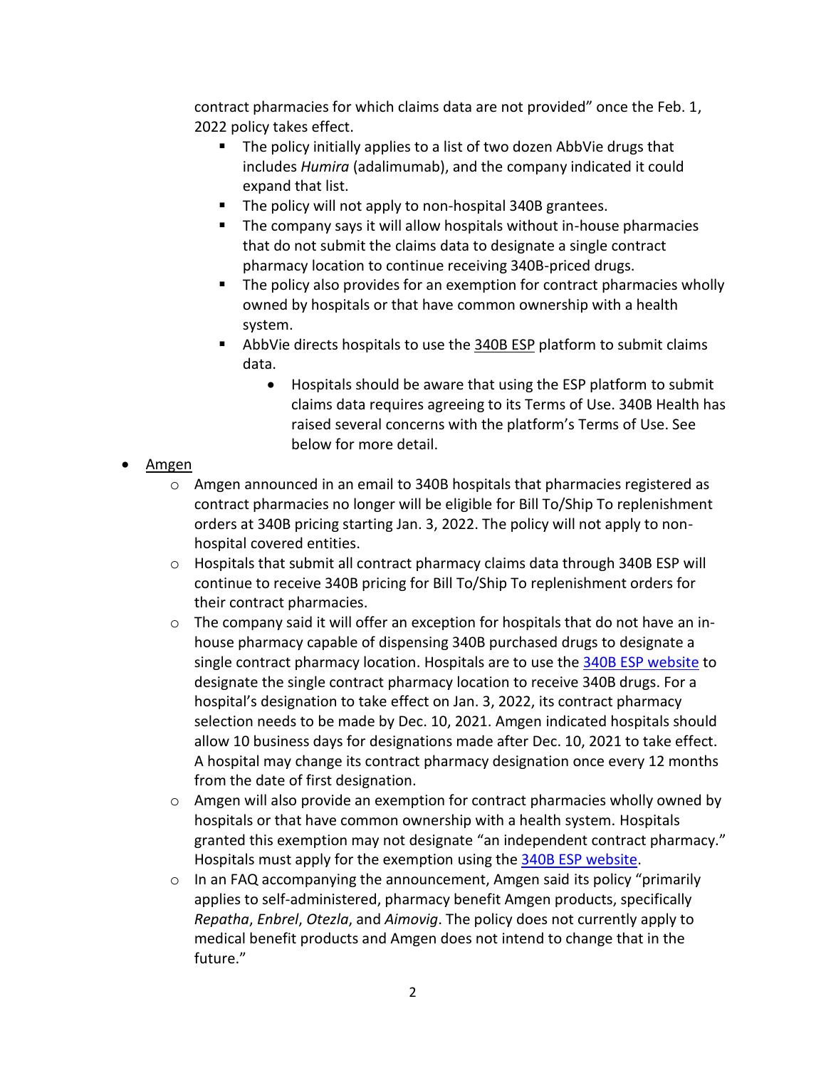contract pharmacies for which claims data are not provided" once the Feb. 1, 2022 policy takes effect.

  - The policy initially applies to a list of two dozen AbbVie drugs that includes *Humira* (adalimumab), and the company indicated it could expand that list.
  - The policy will not apply to non-hospital 340B grantees.
  - The company says it will allow hospitals without in-house pharmacies that do not submit the claims data to designate a single contract pharmacy location to continue receiving 340B-priced drugs.
  - The policy also provides for an exemption for contract pharmacies wholly owned by hospitals or that have common ownership with a health system.
  - AbbVie directs hospitals to use the 340B ESP platform to submit claims data.
    - Hospitals should be aware that using the ESP platform to submit claims data requires agreeing to its Terms of Use. 340B Health has raised several concerns with the platform's Terms of Use. See below for more detail.

- Amgen
  - Amgen announced in an email to 340B hospitals that pharmacies registered as contract pharmacies no longer will be eligible for Bill To/Ship To replenishment orders at 340B pricing starting Jan. 3, 2022. The policy will not apply to non-hospital covered entities.
  - Hospitals that submit all contract pharmacy claims data through 340B ESP will continue to receive 340B pricing for Bill To/Ship To replenishment orders for their contract pharmacies.
  - The company said it will offer an exception for hospitals that do not have an in-house pharmacy capable of dispensing 340B purchased drugs to designate a single contract pharmacy location. Hospitals are to use the 340B ESP website to designate the single contract pharmacy location to receive 340B drugs. For a hospital's designation to take effect on Jan. 3, 2022, its contract pharmacy selection needs to be made by Dec. 10, 2021. Amgen indicated hospitals should allow 10 business days for designations made after Dec. 10, 2021 to take effect. A hospital may change its contract pharmacy designation once every 12 months from the date of first designation.
  - Amgen will also provide an exemption for contract pharmacies wholly owned by hospitals or that have common ownership with a health system. Hospitals granted this exemption may not designate "an independent contract pharmacy." Hospitals must apply for the exemption using the 340B ESP website.
  - In an FAQ accompanying the announcement, Amgen said its policy "primarily applies to self-administered, pharmacy benefit Amgen products, specifically *Repatha*, *Enbrel*, *Otezla*, and *Aimovig*. The policy does not currently apply to medical benefit products and Amgen does not intend to change that in the future."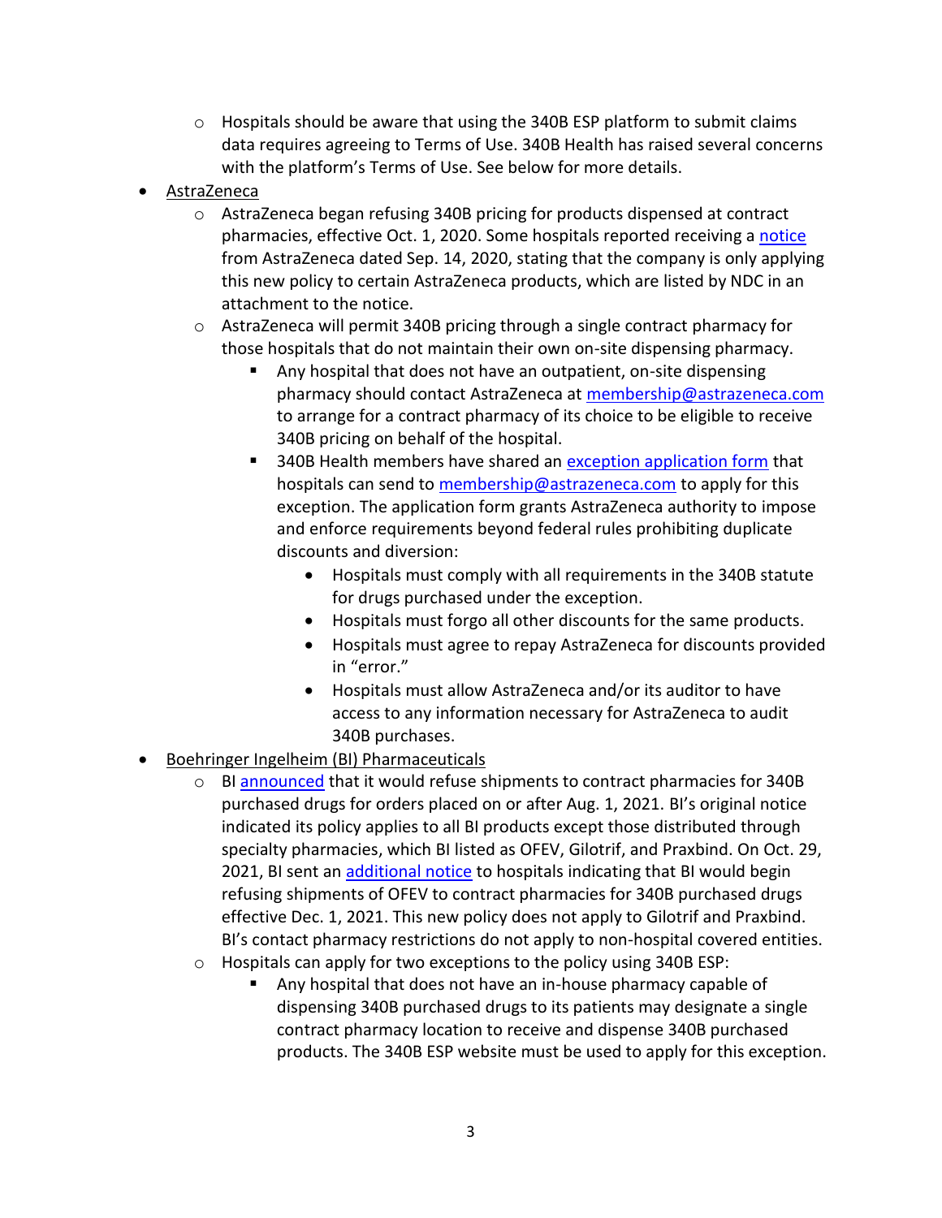- Hospitals should be aware that using the 340B ESP platform to submit claims data requires agreeing to Terms of Use. 340B Health has raised several concerns with the platform's Terms of Use. See below for more details.

- AstraZeneca
  - AstraZeneca began refusing 340B pricing for products dispensed at contract pharmacies, effective Oct. 1, 2020. Some hospitals reported receiving a notice from AstraZeneca dated Sep. 14, 2020, stating that the company is only applying this new policy to certain AstraZeneca products, which are listed by NDC in an attachment to the notice.
  - AstraZeneca will permit 340B pricing through a single contract pharmacy for those hospitals that do not maintain their own on-site dispensing pharmacy.
    - Any hospital that does not have an outpatient, on-site dispensing pharmacy should contact AstraZeneca at membership@astrazeneca.com to arrange for a contract pharmacy of its choice to be eligible to receive 340B pricing on behalf of the hospital.
    - 340B Health members have shared an exception application form that hospitals can send to membership@astrazeneca.com to apply for this exception. The application form grants AstraZeneca authority to impose and enforce requirements beyond federal rules prohibiting duplicate discounts and diversion:
      - Hospitals must comply with all requirements in the 340B statute for drugs purchased under the exception.
      - Hospitals must forgo all other discounts for the same products.
      - Hospitals must agree to repay AstraZeneca for discounts provided in "error."
      - Hospitals must allow AstraZeneca and/or its auditor to have access to any information necessary for AstraZeneca to audit 340B purchases.

- Boehringer Ingelheim (BI) Pharmaceuticals
  - BI announced that it would refuse shipments to contract pharmacies for 340B purchased drugs for orders placed on or after Aug. 1, 2021. BI's original notice indicated its policy applies to all BI products except those distributed through specialty pharmacies, which BI listed as OFEV, Gilotrif, and Praxbind. On Oct. 29, 2021, BI sent an additional notice to hospitals indicating that BI would begin refusing shipments of OFEV to contract pharmacies for 340B purchased drugs effective Dec. 1, 2021. This new policy does not apply to Gilotrif and Praxbind. BI's contact pharmacy restrictions do not apply to non-hospital covered entities.
  - Hospitals can apply for two exceptions to the policy using 340B ESP:
    - Any hospital that does not have an in-house pharmacy capable of dispensing 340B purchased drugs to its patients may designate a single contract pharmacy location to receive and dispense 340B purchased products. The 340B ESP website must be used to apply for this exception.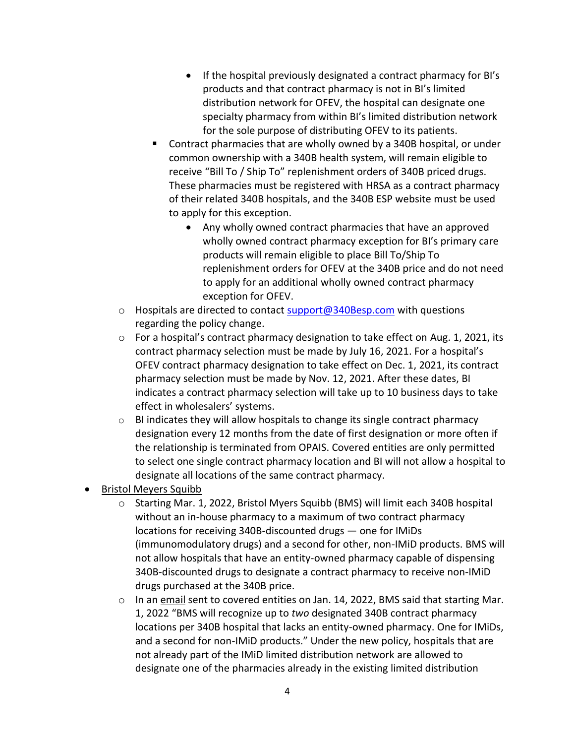- If the hospital previously designated a contract pharmacy for BI's products and that contract pharmacy is not in BI's limited distribution network for OFEV, the hospital can designate one specialty pharmacy from within BI's limited distribution network for the sole purpose of distributing OFEV to its patients.
      - Contract pharmacies that are wholly owned by a 340B hospital, or under common ownership with a 340B health system, will remain eligible to receive "Bill To / Ship To" replenishment orders of 340B priced drugs. These pharmacies must be registered with HRSA as a contract pharmacy of their related 340B hospitals, and the 340B ESP website must be used to apply for this exception.
        - Any wholly owned contract pharmacies that have an approved wholly owned contract pharmacy exception for BI's primary care products will remain eligible to place Bill To/Ship To replenishment orders for OFEV at the 340B price and do not need to apply for an additional wholly owned contract pharmacy exception for OFEV.
    - Hospitals are directed to contact [support@340Besp.com](mailto:support@340Besp.com) with questions regarding the policy change.
    - For a hospital's contract pharmacy designation to take effect on Aug. 1, 2021, its contract pharmacy selection must be made by July 16, 2021. For a hospital's OFEV contract pharmacy designation to take effect on Dec. 1, 2021, its contract pharmacy selection must be made by Nov. 12, 2021. After these dates, BI indicates a contract pharmacy selection will take up to 10 business days to take effect in wholesalers' systems.
    - BI indicates they will allow hospitals to change its single contract pharmacy designation every 12 months from the date of first designation or more often if the relationship is terminated from OPAIS. Covered entities are only permitted to select one single contract pharmacy location and BI will not allow a hospital to designate all locations of the same contract pharmacy.
- Bristol Meyers Squibb
    - Starting Mar. 1, 2022, Bristol Myers Squibb (BMS) will limit each 340B hospital without an in-house pharmacy to a maximum of two contract pharmacy locations for receiving 340B-discounted drugs — one for IMiDs (immunomodulatory drugs) and a second for other, non-IMiD products. BMS will not allow hospitals that have an entity-owned pharmacy capable of dispensing 340B-discounted drugs to designate a contract pharmacy to receive non-IMiD drugs purchased at the 340B price.
    - In an email sent to covered entities on Jan. 14, 2022, BMS said that starting Mar. 1, 2022 "BMS will recognize up to *two* designated 340B contract pharmacy locations per 340B hospital that lacks an entity-owned pharmacy. One for IMiDs, and a second for non-IMiD products." Under the new policy, hospitals that are not already part of the IMiD limited distribution network are allowed to designate one of the pharmacies already in the existing limited distribution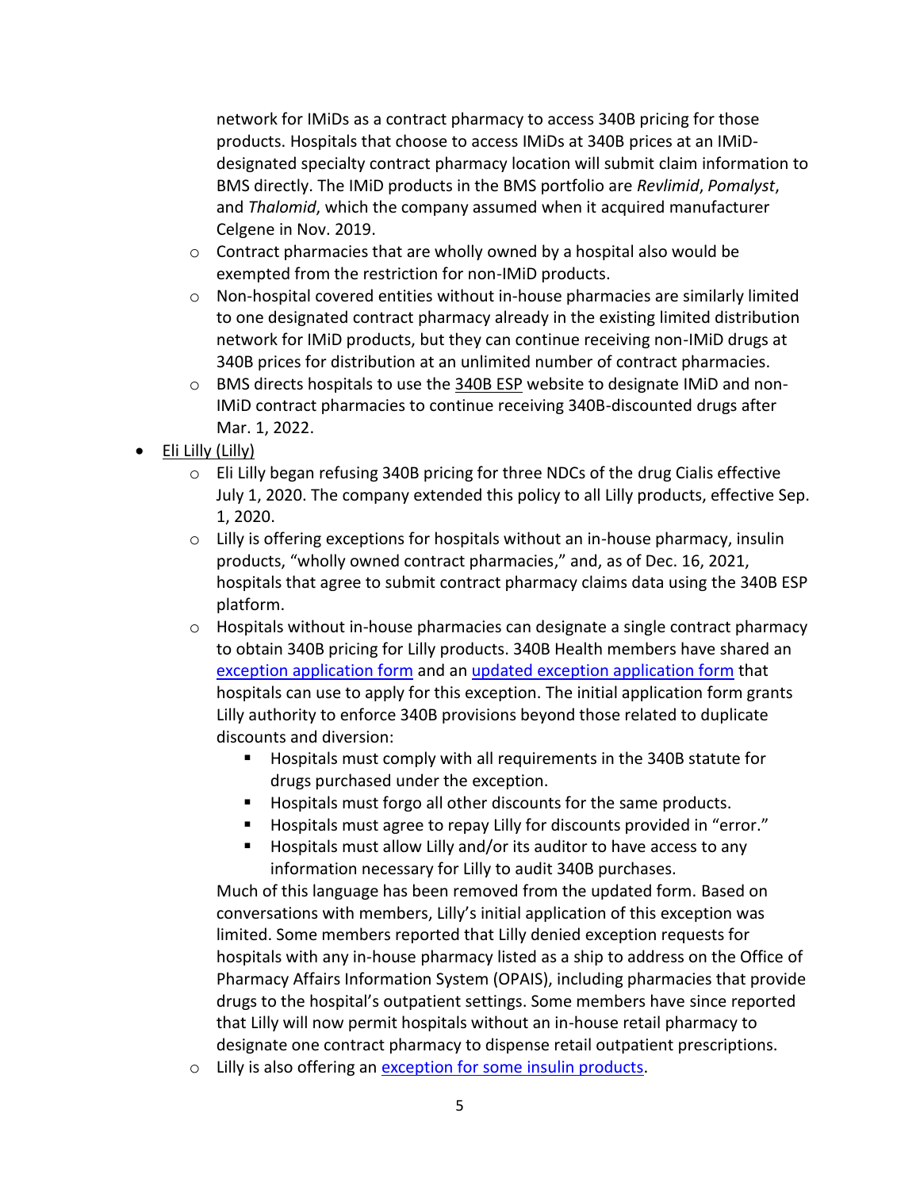network for IMiDs as a contract pharmacy to access 340B pricing for those products. Hospitals that choose to access IMiDs at 340B prices at an IMiD-designated specialty contract pharmacy location will submit claim information to BMS directly. The IMiD products in the BMS portfolio are *Revlimid*, *Pomalyst*, and *Thalomid*, which the company assumed when it acquired manufacturer Celgene in Nov. 2019.

    - Contract pharmacies that are wholly owned by a hospital also would be exempted from the restriction for non-IMiD products.
    - Non-hospital covered entities without in-house pharmacies are similarly limited to one designated contract pharmacy already in the existing limited distribution network for IMiD products, but they can continue receiving non-IMiD drugs at 340B prices for distribution at an unlimited number of contract pharmacies.
    - BMS directs hospitals to use the 340B ESP website to designate IMiD and non-IMiD contract pharmacies to continue receiving 340B-discounted drugs after Mar. 1, 2022.

- Eli Lilly (Lilly)
    - Eli Lilly began refusing 340B pricing for three NDCs of the drug Cialis effective July 1, 2020. The company extended this policy to all Lilly products, effective Sep. 1, 2020.
    - Lilly is offering exceptions for hospitals without an in-house pharmacy, insulin products, "wholly owned contract pharmacies," and, as of Dec. 16, 2021, hospitals that agree to submit contract pharmacy claims data using the 340B ESP platform.
    - Hospitals without in-house pharmacies can designate a single contract pharmacy to obtain 340B pricing for Lilly products. 340B Health members have shared an exception application form and an updated exception application form that hospitals can use to apply for this exception. The initial application form grants Lilly authority to enforce 340B provisions beyond those related to duplicate discounts and diversion:
        - Hospitals must comply with all requirements in the 340B statute for drugs purchased under the exception.
        - Hospitals must forgo all other discounts for the same products.
        - Hospitals must agree to repay Lilly for discounts provided in "error."
        - Hospitals must allow Lilly and/or its auditor to have access to any information necessary for Lilly to audit 340B purchases.

      Much of this language has been removed from the updated form. Based on conversations with members, Lilly's initial application of this exception was limited. Some members reported that Lilly denied exception requests for hospitals with any in-house pharmacy listed as a ship to address on the Office of Pharmacy Affairs Information System (OPAIS), including pharmacies that provide drugs to the hospital's outpatient settings. Some members have since reported that Lilly will now permit hospitals without an in-house retail pharmacy to designate one contract pharmacy to dispense retail outpatient prescriptions.
    - Lilly is also offering an exception for some insulin products.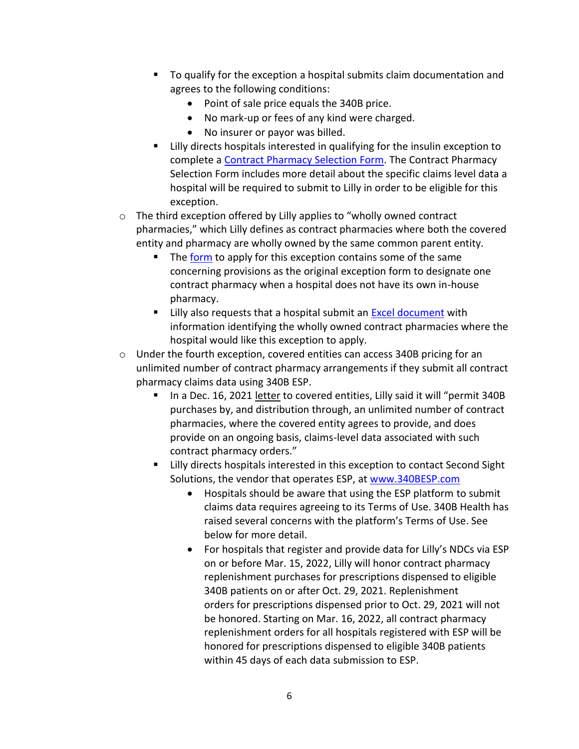- To qualify for the exception a hospital submits claim documentation and agrees to the following conditions:
      - Point of sale price equals the 340B price.
      - No mark-up or fees of any kind were charged.
      - No insurer or payor was billed.
    - Lilly directs hospitals interested in qualifying for the insulin exception to complete a [Contract Pharmacy Selection Form](). The Contract Pharmacy Selection Form includes more detail about the specific claims level data a hospital will be required to submit to Lilly in order to be eligible for this exception.
  - The third exception offered by Lilly applies to "wholly owned contract pharmacies," which Lilly defines as contract pharmacies where both the covered entity and pharmacy are wholly owned by the same common parent entity.
    - The [form]() to apply for this exception contains some of the same concerning provisions as the original exception form to designate one contract pharmacy when a hospital does not have its own in-house pharmacy.
    - Lilly also requests that a hospital submit an [Excel document]() with information identifying the wholly owned contract pharmacies where the hospital would like this exception to apply.
  - Under the fourth exception, covered entities can access 340B pricing for an unlimited number of contract pharmacy arrangements if they submit all contract pharmacy claims data using 340B ESP.
    - In a Dec. 16, 2021 letter to covered entities, Lilly said it will "permit 340B purchases by, and distribution through, an unlimited number of contract pharmacies, where the covered entity agrees to provide, and does provide on an ongoing basis, claims-level data associated with such contract pharmacy orders."
    - Lilly directs hospitals interested in this exception to contact Second Sight Solutions, the vendor that operates ESP, at [www.340BESP.com](www.340BESP.com)
      - Hospitals should be aware that using the ESP platform to submit claims data requires agreeing to its Terms of Use. 340B Health has raised several concerns with the platform's Terms of Use. See below for more detail.
      - For hospitals that register and provide data for Lilly's NDCs via ESP on or before Mar. 15, 2022, Lilly will honor contract pharmacy replenishment purchases for prescriptions dispensed to eligible 340B patients on or after Oct. 29, 2021. Replenishment orders for prescriptions dispensed prior to Oct. 29, 2021 will not be honored. Starting on Mar. 16, 2022, all contract pharmacy replenishment orders for all hospitals registered with ESP will be honored for prescriptions dispensed to eligible 340B patients within 45 days of each data submission to ESP.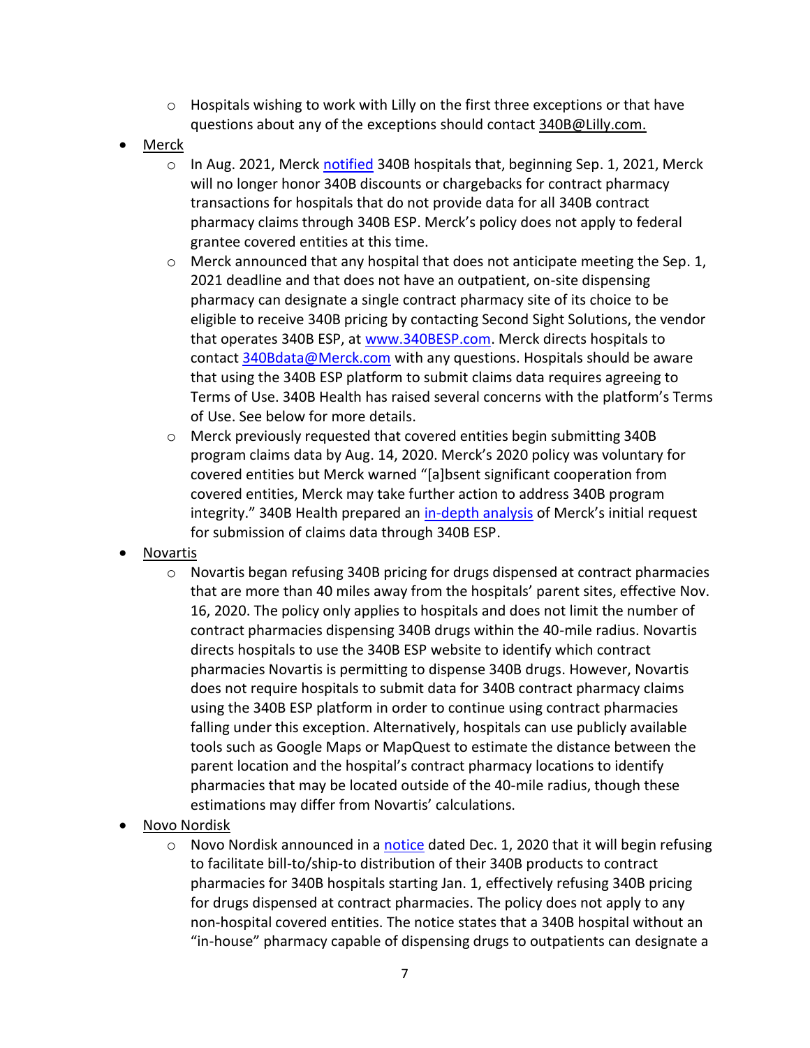- Hospitals wishing to work with Lilly on the first three exceptions or that have questions about any of the exceptions should contact 340B@Lilly.com.
- Merck
  - In Aug. 2021, Merck notified 340B hospitals that, beginning Sep. 1, 2021, Merck will no longer honor 340B discounts or chargebacks for contract pharmacy transactions for hospitals that do not provide data for all 340B contract pharmacy claims through 340B ESP. Merck's policy does not apply to federal grantee covered entities at this time.
  - Merck announced that any hospital that does not anticipate meeting the Sep. 1, 2021 deadline and that does not have an outpatient, on-site dispensing pharmacy can designate a single contract pharmacy site of its choice to be eligible to receive 340B pricing by contacting Second Sight Solutions, the vendor that operates 340B ESP, at www.340BESP.com. Merck directs hospitals to contact 340Bdata@Merck.com with any questions. Hospitals should be aware that using the 340B ESP platform to submit claims data requires agreeing to Terms of Use. 340B Health has raised several concerns with the platform's Terms of Use. See below for more details.
  - Merck previously requested that covered entities begin submitting 340B program claims data by Aug. 14, 2020. Merck's 2020 policy was voluntary for covered entities but Merck warned "[a]bsent significant cooperation from covered entities, Merck may take further action to address 340B program integrity." 340B Health prepared an in-depth analysis of Merck's initial request for submission of claims data through 340B ESP.
- Novartis
  - Novartis began refusing 340B pricing for drugs dispensed at contract pharmacies that are more than 40 miles away from the hospitals' parent sites, effective Nov. 16, 2020. The policy only applies to hospitals and does not limit the number of contract pharmacies dispensing 340B drugs within the 40-mile radius. Novartis directs hospitals to use the 340B ESP website to identify which contract pharmacies Novartis is permitting to dispense 340B drugs. However, Novartis does not require hospitals to submit data for 340B contract pharmacy claims using the 340B ESP platform in order to continue using contract pharmacies falling under this exception. Alternatively, hospitals can use publicly available tools such as Google Maps or MapQuest to estimate the distance between the parent location and the hospital's contract pharmacy locations to identify pharmacies that may be located outside of the 40-mile radius, though these estimations may differ from Novartis' calculations.
- Novo Nordisk
  - Novo Nordisk announced in a notice dated Dec. 1, 2020 that it will begin refusing to facilitate bill-to/ship-to distribution of their 340B products to contract pharmacies for 340B hospitals starting Jan. 1, effectively refusing 340B pricing for drugs dispensed at contract pharmacies. The policy does not apply to any non-hospital covered entities. The notice states that a 340B hospital without an "in-house" pharmacy capable of dispensing drugs to outpatients can designate a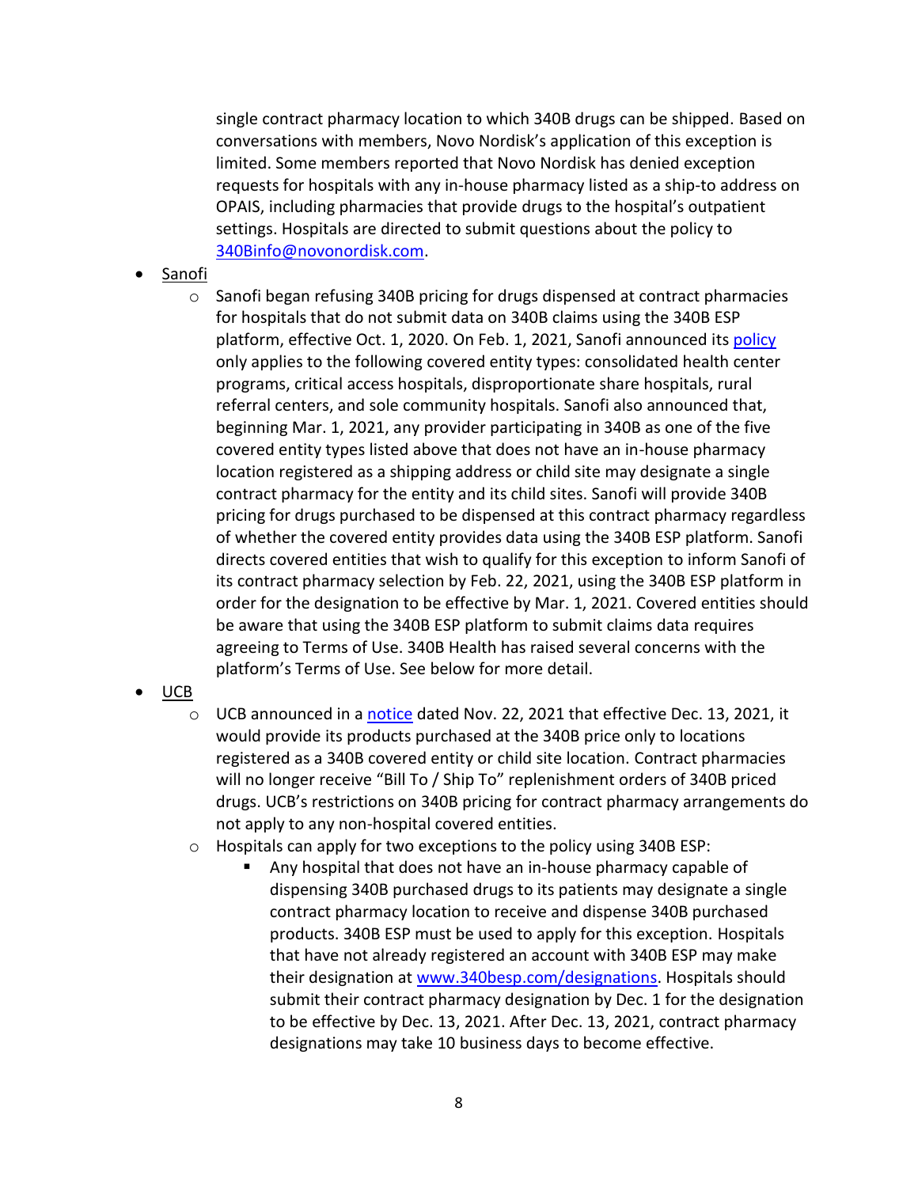single contract pharmacy location to which 340B drugs can be shipped. Based on conversations with members, Novo Nordisk's application of this exception is limited. Some members reported that Novo Nordisk has denied exception requests for hospitals with any in-house pharmacy listed as a ship-to address on OPAIS, including pharmacies that provide drugs to the hospital's outpatient settings. Hospitals are directed to submit questions about the policy to 340Binfo@novonordisk.com.

- Sanofi
  - Sanofi began refusing 340B pricing for drugs dispensed at contract pharmacies for hospitals that do not submit data on 340B claims using the 340B ESP platform, effective Oct. 1, 2020. On Feb. 1, 2021, Sanofi announced its policy only applies to the following covered entity types: consolidated health center programs, critical access hospitals, disproportionate share hospitals, rural referral centers, and sole community hospitals. Sanofi also announced that, beginning Mar. 1, 2021, any provider participating in 340B as one of the five covered entity types listed above that does not have an in-house pharmacy location registered as a shipping address or child site may designate a single contract pharmacy for the entity and its child sites. Sanofi will provide 340B pricing for drugs purchased to be dispensed at this contract pharmacy regardless of whether the covered entity provides data using the 340B ESP platform. Sanofi directs covered entities that wish to qualify for this exception to inform Sanofi of its contract pharmacy selection by Feb. 22, 2021, using the 340B ESP platform in order for the designation to be effective by Mar. 1, 2021. Covered entities should be aware that using the 340B ESP platform to submit claims data requires agreeing to Terms of Use. 340B Health has raised several concerns with the platform's Terms of Use. See below for more detail.
- UCB
  - UCB announced in a notice dated Nov. 22, 2021 that effective Dec. 13, 2021, it would provide its products purchased at the 340B price only to locations registered as a 340B covered entity or child site location. Contract pharmacies will no longer receive "Bill To / Ship To" replenishment orders of 340B priced drugs. UCB's restrictions on 340B pricing for contract pharmacy arrangements do not apply to any non-hospital covered entities.
  - Hospitals can apply for two exceptions to the policy using 340B ESP:
    - Any hospital that does not have an in-house pharmacy capable of dispensing 340B purchased drugs to its patients may designate a single contract pharmacy location to receive and dispense 340B purchased products. 340B ESP must be used to apply for this exception. Hospitals that have not already registered an account with 340B ESP may make their designation at www.340besp.com/designations. Hospitals should submit their contract pharmacy designation by Dec. 1 for the designation to be effective by Dec. 13, 2021. After Dec. 13, 2021, contract pharmacy designations may take 10 business days to become effective.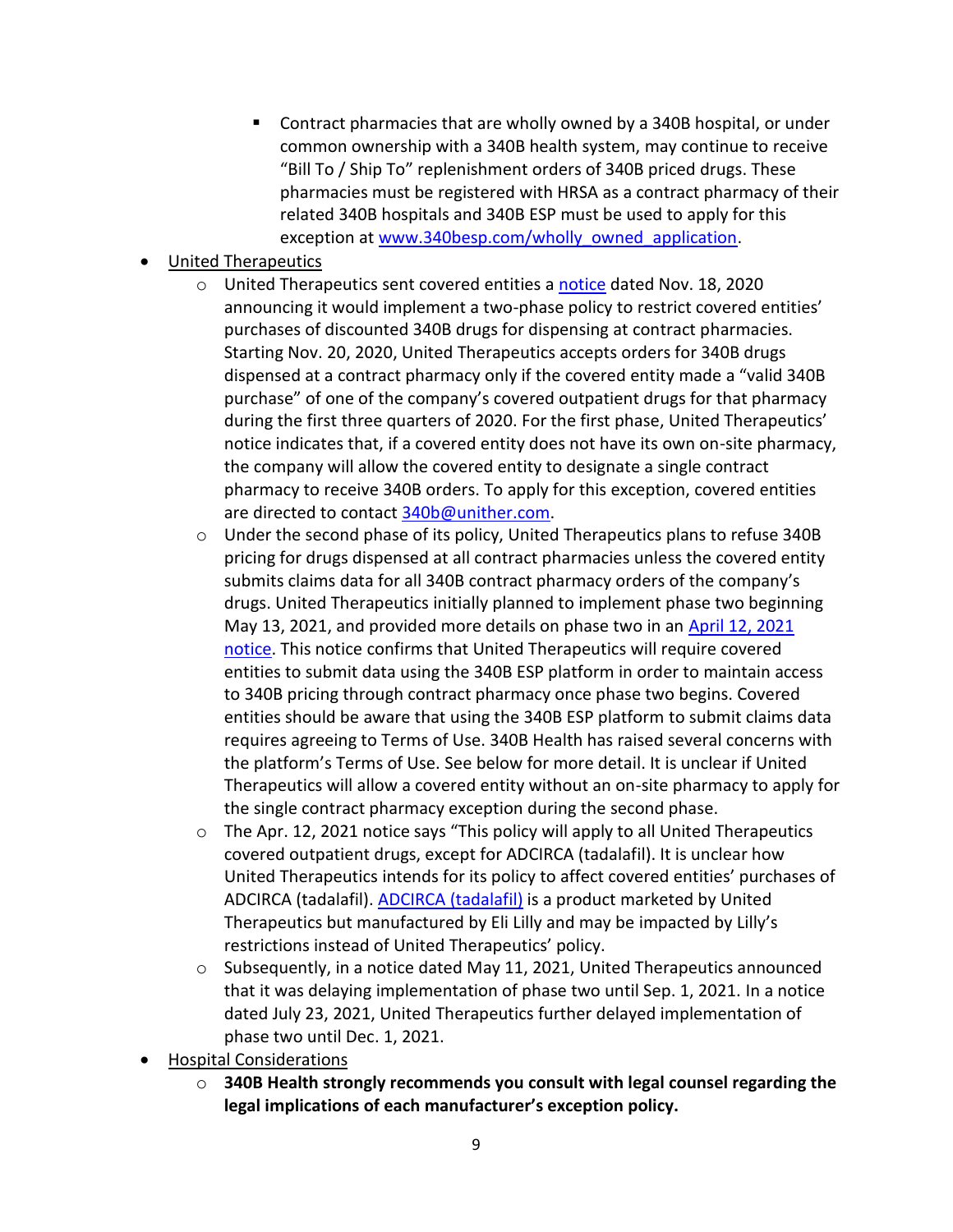- Contract pharmacies that are wholly owned by a 340B hospital, or under common ownership with a 340B health system, may continue to receive "Bill To / Ship To" replenishment orders of 340B priced drugs. These pharmacies must be registered with HRSA as a contract pharmacy of their related 340B hospitals and 340B ESP must be used to apply for this exception at www.340besp.com/wholly_owned_application.

- United Therapeutics
  - United Therapeutics sent covered entities a notice dated Nov. 18, 2020 announcing it would implement a two-phase policy to restrict covered entities' purchases of discounted 340B drugs for dispensing at contract pharmacies. Starting Nov. 20, 2020, United Therapeutics accepts orders for 340B drugs dispensed at a contract pharmacy only if the covered entity made a "valid 340B purchase" of one of the company's covered outpatient drugs for that pharmacy during the first three quarters of 2020. For the first phase, United Therapeutics' notice indicates that, if a covered entity does not have its own on-site pharmacy, the company will allow the covered entity to designate a single contract pharmacy to receive 340B orders. To apply for this exception, covered entities are directed to contact 340b@unither.com.
  - Under the second phase of its policy, United Therapeutics plans to refuse 340B pricing for drugs dispensed at all contract pharmacies unless the covered entity submits claims data for all 340B contract pharmacy orders of the company's drugs. United Therapeutics initially planned to implement phase two beginning May 13, 2021, and provided more details on phase two in an April 12, 2021 notice. This notice confirms that United Therapeutics will require covered entities to submit data using the 340B ESP platform in order to maintain access to 340B pricing through contract pharmacy once phase two begins. Covered entities should be aware that using the 340B ESP platform to submit claims data requires agreeing to Terms of Use. 340B Health has raised several concerns with the platform's Terms of Use. See below for more detail. It is unclear if United Therapeutics will allow a covered entity without an on-site pharmacy to apply for the single contract pharmacy exception during the second phase.
  - The Apr. 12, 2021 notice says "This policy will apply to all United Therapeutics covered outpatient drugs, except for ADCIRCA (tadalafil). It is unclear how United Therapeutics intends for its policy to affect covered entities' purchases of ADCIRCA (tadalafil). ADCIRCA (tadalafil) is a product marketed by United Therapeutics but manufactured by Eli Lilly and may be impacted by Lilly's restrictions instead of United Therapeutics' policy.
  - Subsequently, in a notice dated May 11, 2021, United Therapeutics announced that it was delaying implementation of phase two until Sep. 1, 2021. In a notice dated July 23, 2021, United Therapeutics further delayed implementation of phase two until Dec. 1, 2021.

- Hospital Considerations
  - **340B Health strongly recommends you consult with legal counsel regarding the legal implications of each manufacturer's exception policy.**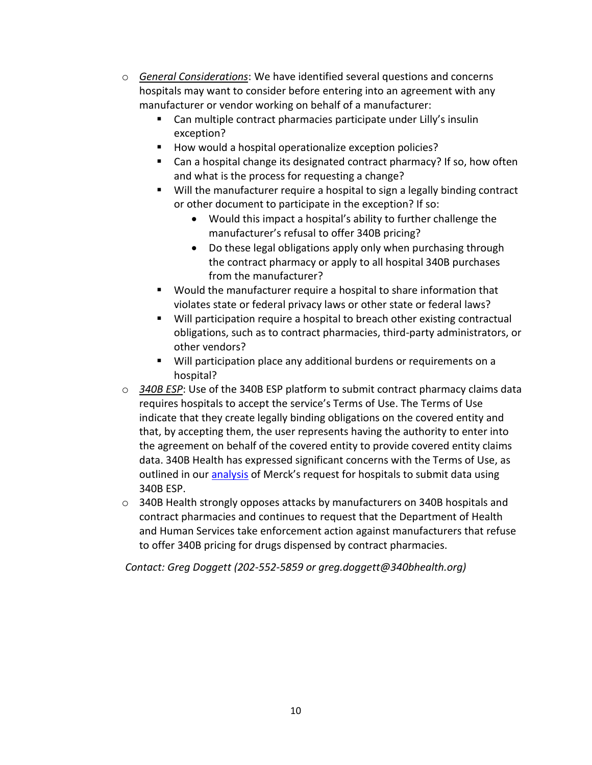- *General Considerations*: We have identified several questions and concerns hospitals may want to consider before entering into an agreement with any manufacturer or vendor working on behalf of a manufacturer:
  - Can multiple contract pharmacies participate under Lilly's insulin exception?
  - How would a hospital operationalize exception policies?
  - Can a hospital change its designated contract pharmacy? If so, how often and what is the process for requesting a change?
  - Will the manufacturer require a hospital to sign a legally binding contract or other document to participate in the exception? If so:
    - Would this impact a hospital's ability to further challenge the manufacturer's refusal to offer 340B pricing?
    - Do these legal obligations apply only when purchasing through the contract pharmacy or apply to all hospital 340B purchases from the manufacturer?
  - Would the manufacturer require a hospital to share information that violates state or federal privacy laws or other state or federal laws?
  - Will participation require a hospital to breach other existing contractual obligations, such as to contract pharmacies, third-party administrators, or other vendors?
  - Will participation place any additional burdens or requirements on a hospital?
- *340B ESP*: Use of the 340B ESP platform to submit contract pharmacy claims data requires hospitals to accept the service's Terms of Use. The Terms of Use indicate that they create legally binding obligations on the covered entity and that, by accepting them, the user represents having the authority to enter into the agreement on behalf of the covered entity to provide covered entity claims data. 340B Health has expressed significant concerns with the Terms of Use, as outlined in our analysis of Merck's request for hospitals to submit data using 340B ESP.
- 340B Health strongly opposes attacks by manufacturers on 340B hospitals and contract pharmacies and continues to request that the Department of Health and Human Services take enforcement action against manufacturers that refuse to offer 340B pricing for drugs dispensed by contract pharmacies.

*Contact: Greg Doggett (202-552-5859 or greg.doggett@340bhealth.org)*